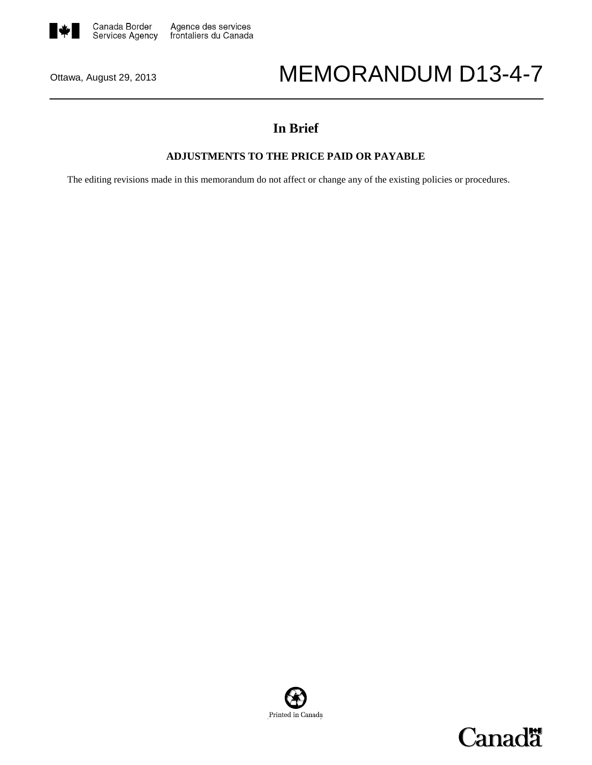Canada Border Services Agency | Agence des services frontaliers du Canada

Ottawa, August 29, 2013

# MEMORANDUM D13-4-7

## In Brief

**ADJUSTMENTS TO THE PRICE PAID OR PAYABLE**

The editing revisions made in this memorandum do not affect or change any of the existing policies or procedures.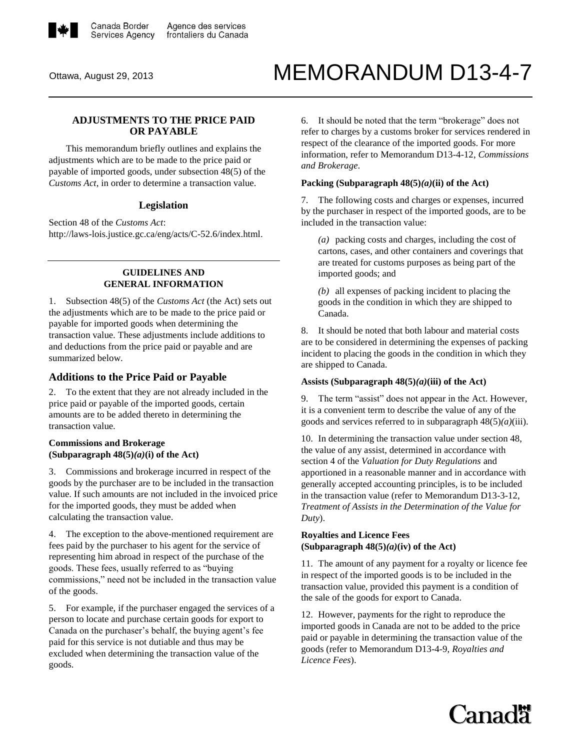Ottawa, August 29, 2013

# MEMORANDUM D13-4-7

## ADJUSTMENTS TO THE PRICE PAID OR PAYABLE

This memorandum briefly outlines and explains the adjustments which are to be made to the price paid or payable of imported goods, under subsection 48(5) of the *Customs Act*, in order to determine a transaction value.

### Legislation

Section 48 of the *Customs Act*:
http://laws-lois.justice.gc.ca/eng/acts/C-52.6/index.html.

## GUIDELINES AND GENERAL INFORMATION

1. Subsection 48(5) of the *Customs Act* (the Act) sets out the adjustments which are to be made to the price paid or payable for imported goods when determining the transaction value. These adjustments include additions to and deductions from the price paid or payable and are summarized below.

### Additions to the Price Paid or Payable

2. To the extent that they are not already included in the price paid or payable of the imported goods, certain amounts are to be added thereto in determining the transaction value.

#### Commissions and Brokerage (Subparagraph 48(5)*(a)*(i) of the Act)

3. Commissions and brokerage incurred in respect of the goods by the purchaser are to be included in the transaction value. If such amounts are not included in the invoiced price for the imported goods, they must be added when calculating the transaction value.

4. The exception to the above-mentioned requirement are fees paid by the purchaser to his agent for the service of representing him abroad in respect of the purchase of the goods. These fees, usually referred to as "buying commissions," need not be included in the transaction value of the goods.

5. For example, if the purchaser engaged the services of a person to locate and purchase certain goods for export to Canada on the purchaser's behalf, the buying agent's fee paid for this service is not dutiable and thus may be excluded when determining the transaction value of the goods.

6. It should be noted that the term "brokerage" does not refer to charges by a customs broker for services rendered in respect of the clearance of the imported goods. For more information, refer to Memorandum D13-4-12, *Commissions and Brokerage*.

#### Packing (Subparagraph 48(5)*(a)*(ii) of the Act)

7. The following costs and charges or expenses, incurred by the purchaser in respect of the imported goods, are to be included in the transaction value:

*(a)* packing costs and charges, including the cost of cartons, cases, and other containers and coverings that are treated for customs purposes as being part of the imported goods; and

*(b)* all expenses of packing incident to placing the goods in the condition in which they are shipped to Canada.

8. It should be noted that both labour and material costs are to be considered in determining the expenses of packing incident to placing the goods in the condition in which they are shipped to Canada.

#### Assists (Subparagraph 48(5)*(a)*(iii) of the Act)

9. The term "assist" does not appear in the Act. However, it is a convenient term to describe the value of any of the goods and services referred to in subparagraph 48(5)*(a)*(iii).

10. In determining the transaction value under section 48, the value of any assist, determined in accordance with section 4 of the *Valuation for Duty Regulations* and apportioned in a reasonable manner and in accordance with generally accepted accounting principles, is to be included in the transaction value (refer to Memorandum D13-3-12, *Treatment of Assists in the Determination of the Value for Duty*).

#### Royalties and Licence Fees (Subparagraph 48(5)*(a)*(iv) of the Act)

11. The amount of any payment for a royalty or licence fee in respect of the imported goods is to be included in the transaction value, provided this payment is a condition of the sale of the goods for export to Canada.

12. However, payments for the right to reproduce the imported goods in Canada are not to be added to the price paid or payable in determining the transaction value of the goods (refer to Memorandum D13-4-9, *Royalties and Licence Fees*).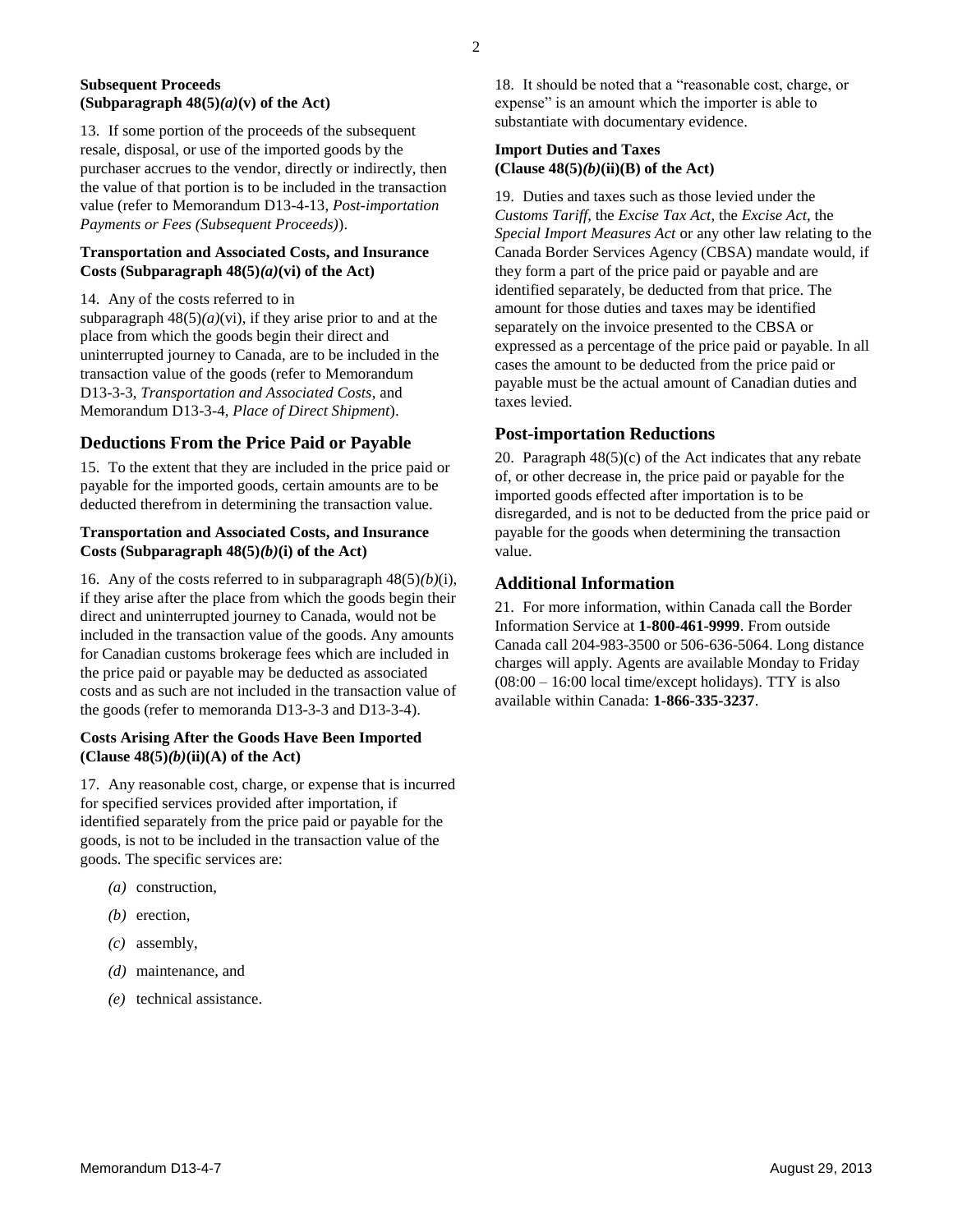**Subsequent Proceeds (Subparagraph 48(5)*(a)*(v) of the Act)**

13. If some portion of the proceeds of the subsequent resale, disposal, or use of the imported goods by the purchaser accrues to the vendor, directly or indirectly, then the value of that portion is to be included in the transaction value (refer to Memorandum D13-4-13, *Post-importation Payments or Fees (Subsequent Proceeds)*).

**Transportation and Associated Costs, and Insurance Costs (Subparagraph 48(5)*(a)*(vi) of the Act)**

14. Any of the costs referred to in subparagraph 48(5)*(a)*(vi), if they arise prior to and at the place from which the goods begin their direct and uninterrupted journey to Canada, are to be included in the transaction value of the goods (refer to Memorandum D13-3-3, *Transportation and Associated Costs*, and Memorandum D13-3-4, *Place of Direct Shipment*).

## Deductions From the Price Paid or Payable

15. To the extent that they are included in the price paid or payable for the imported goods, certain amounts are to be deducted therefrom in determining the transaction value.

**Transportation and Associated Costs, and Insurance Costs (Subparagraph 48(5)*(b)*(i) of the Act)**

16. Any of the costs referred to in subparagraph 48(5)*(b)*(i), if they arise after the place from which the goods begin their direct and uninterrupted journey to Canada, would not be included in the transaction value of the goods. Any amounts for Canadian customs brokerage fees which are included in the price paid or payable may be deducted as associated costs and as such are not included in the transaction value of the goods (refer to memoranda D13-3-3 and D13-3-4).

**Costs Arising After the Goods Have Been Imported (Clause 48(5)*(b)*(ii)(A) of the Act)**

17. Any reasonable cost, charge, or expense that is incurred for specified services provided after importation, if identified separately from the price paid or payable for the goods, is not to be included in the transaction value of the goods. The specific services are:

- *(a)* construction,
- *(b)* erection,
- *(c)* assembly,
- *(d)* maintenance, and
- *(e)* technical assistance.

18. It should be noted that a "reasonable cost, charge, or expense" is an amount which the importer is able to substantiate with documentary evidence.

**Import Duties and Taxes (Clause 48(5)*(b)*(ii)(B) of the Act)**

19. Duties and taxes such as those levied under the *Customs Tariff*, the *Excise Tax Act*, the *Excise Act*, the *Special Import Measures Act* or any other law relating to the Canada Border Services Agency (CBSA) mandate would, if they form a part of the price paid or payable and are identified separately, be deducted from that price. The amount for those duties and taxes may be identified separately on the invoice presented to the CBSA or expressed as a percentage of the price paid or payable. In all cases the amount to be deducted from the price paid or payable must be the actual amount of Canadian duties and taxes levied.

## Post-importation Reductions

20. Paragraph 48(5)(c) of the Act indicates that any rebate of, or other decrease in, the price paid or payable for the imported goods effected after importation is to be disregarded, and is not to be deducted from the price paid or payable for the goods when determining the transaction value.

## Additional Information

21. For more information, within Canada call the Border Information Service at **1-800-461-9999**. From outside Canada call 204-983-3500 or 506-636-5064. Long distance charges will apply. Agents are available Monday to Friday (08:00 – 16:00 local time/except holidays). TTY is also available within Canada: **1-866-335-3237**.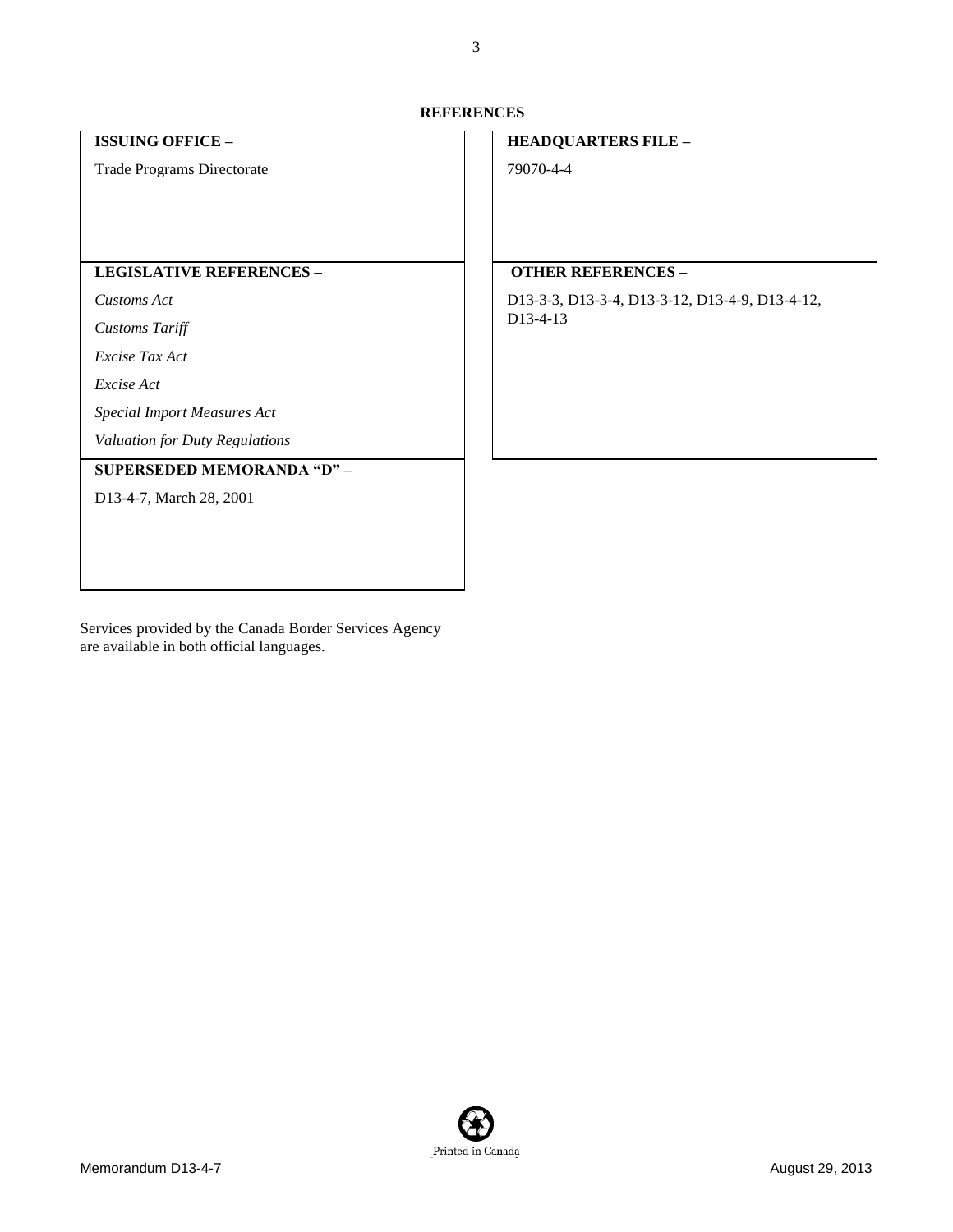**REFERENCES**

**ISSUING OFFICE –**

Trade Programs Directorate

**HEADQUARTERS FILE –**

79070-4-4

**LEGISLATIVE REFERENCES –**

*Customs Act*

*Customs Tariff*

*Excise Tax Act*

*Excise Act*

*Special Import Measures Act*

*Valuation for Duty Regulations*

**OTHER REFERENCES –**

D13-3-3, D13-3-4, D13-3-12, D13-4-9, D13-4-12, D13-4-13

**SUPERSEDED MEMORANDA "D" –**

D13-4-7, March 28, 2001

Services provided by the Canada Border Services Agency are available in both official languages.

Printed in Canada